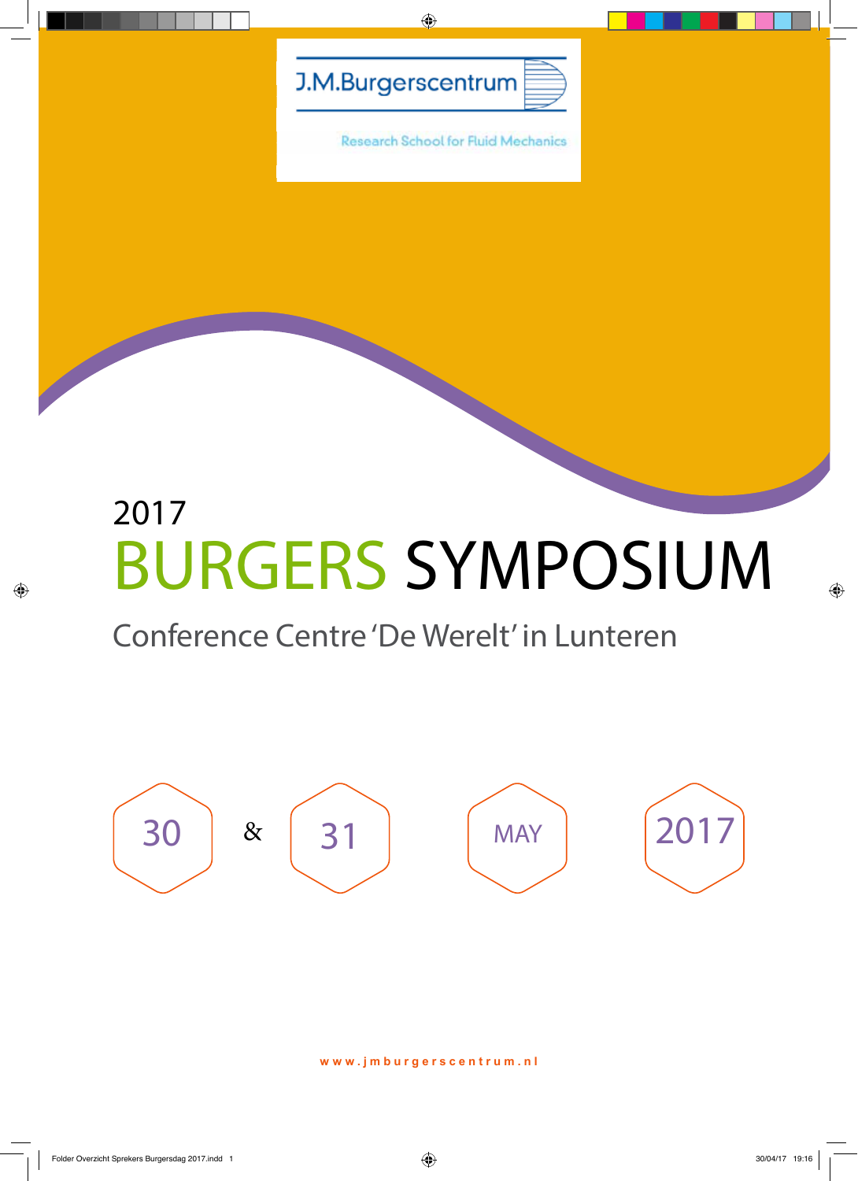J.M.Burgerscentrum

Research School for Fluid Mechanics

2017

# BURGERS SYMPOSIUM

## Conference Centre 'De Werelt' in Lunteren

30 & 31 MAY 2017

www.jmburgerscentrum.nl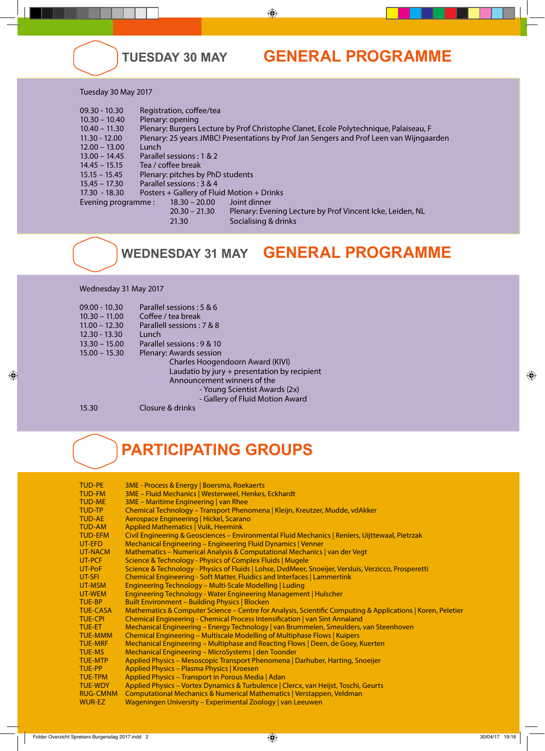## TUESDAY 30 MAY — GENERAL PROGRAMME

Tuesday 30 May 2017

| | |
|---|---|
| 09.30 - 10.30 | Registration, coffee/tea |
| 10.30 – 10.40 | Plenary: opening |
| 10.40 – 11.30 | Plenary: Burgers Lecture by Prof Christophe Clanet, Ecole Polytechnique, Palaiseau, F |
| 11.30 - 12.00 | Plenary: 25 years JMBC! Presentations by Prof Jan Sengers and Prof Leen van Wijngaarden |
| 12.00 – 13.00 | Lunch |
| 13.00 – 14.45 | Parallel sessions : 1 & 2 |
| 14.45 – 15.15 | Tea / coffee break |
| 15.15 – 15.45 | Plenary: pitches by PhD students |
| 15.45 – 17.30 | Parallel sessions : 3 & 4 |
| 17.30 - 18.30 | Posters + Gallery of Fluid Motion + Drinks |

Evening programme :

| | |
|---|---|
| 18.30 – 20.00 | Joint dinner |
| 20.30 – 21.30 | Plenary: Evening Lecture by Prof Vincent Icke, Leiden, NL |
| 21.30 | Socialising & drinks |

## WEDNESDAY 31 MAY — GENERAL PROGRAMME

Wednesday 31 May 2017

| | |
|---|---|
| 09.00 - 10.30 | Parallel sessions : 5 & 6 |
| 10.30 – 11.00 | Coffee / tea break |
| 11.00 – 12.30 | Parallell sessions : 7 & 8 |
| 12.30 - 13.30 | Lunch |
| 13.30 – 15.00 | Parallel sessions : 9 & 10 |
| 15.00 – 15.30 | Plenary: Awards session |

- Charles Hoogendoorn Award (KIVI)
- Laudatio by jury + presentation by recipient
- Announcement winners of the
  - Young Scientist Awards (2x)
  - Gallery of Fluid Motion Award

| | |
|---|---|
| 15.30 | Closure & drinks |

## PARTICIPATING GROUPS

| | |
|---|---|
| TUD-PE | 3ME - Process & Energy \| Boersma, Roekaerts |
| TUD-FM | 3ME – Fluid Mechanics \| Westerweel, Henkes, Eckhardt |
| TUD-ME | 3ME – Maritime Engineering \| van Rhee |
| TUD-TP | Chemical Technology – Transport Phenomena \| Kleijn, Kreutzer, Mudde, vdAkker |
| TUD-AE | Aerospace Engineering \| Hickel, Scarano |
| TUD-AM | Applied Mathematics \| Vuik, Heemink |
| TUD-EFM | Civil Engineering & Geosciences – Environmental Fluid Mechanics \| Reniers, Uijttewaal, Pietrzak |
| UT-EFD | Mechanical Engineering – Engineering Fluid Dynamics \| Venner |
| UT-NACM | Mathematics – Numerical Analysis & Computational Mechanics \| van der Vegt |
| UT-PCF | Science & Technology - Physics of Complex Fluids \| Mugele |
| UT-PoF | Science & Technology - Physics of Fluids \| Lohse, DvdMeer, Snoeijer, Versluis, Verzicco, Prosperetti |
| UT-SFI | Chemical Engineering - Soft Matter, Fluidics and Interfaces \| Lammertink |
| UT-MSM | Engineering Technology – Multi-Scale Modelling \| Luding |
| UT-WEM | Engineering Technology - Water Engineering Management \| Hulscher |
| TUE-BP | Built Environment – Building Physics \| Blocken |
| TUE-CASA | Mathematics & Computer Science – Centre for Analysis, Scientific Computing & Applications \| Koren, Peletier |
| TUE-CPI | Chemical Engineering - Chemical Process Intensification \| van Sint Annaland |
| TUE-ET | Mechanical Engineering – Energy Technology \| van Brummelen, Smeulders, van Steenhoven |
| TUE-MMM | Chemical Engineering – Multiscale Modelling of Multiphase Flows \| Kuipers |
| TUE-MRF | Mechanical Engineering – Multiphase and Reacting Flows \| Deen, de Goey, Kuerten |
| TUE-MS | Mechanical Engineering – MicroSystems \| den Toonder |
| TUE-MTP | Applied Physics – Mesoscopic Transport Phenomena \| Darhuber, Harting, Snoeijer |
| TUE-PP | Applied Physics – Plasma Physics \| Kroesen |
| TUE-TPM | Applied Physics – Transport in Porous Media \| Adan |
| TUE-WDY | Applied Physics – Vortex Dynamics & Turbulence \| Clercx, van Heijst, Toschi, Geurts |
| RUG-CMNM | Computational Mechanics & Numerical Mathematics \| Verstappen, Veldman |
| WUR-EZ | Wageningen University – Experimental Zoology \| van Leeuwen |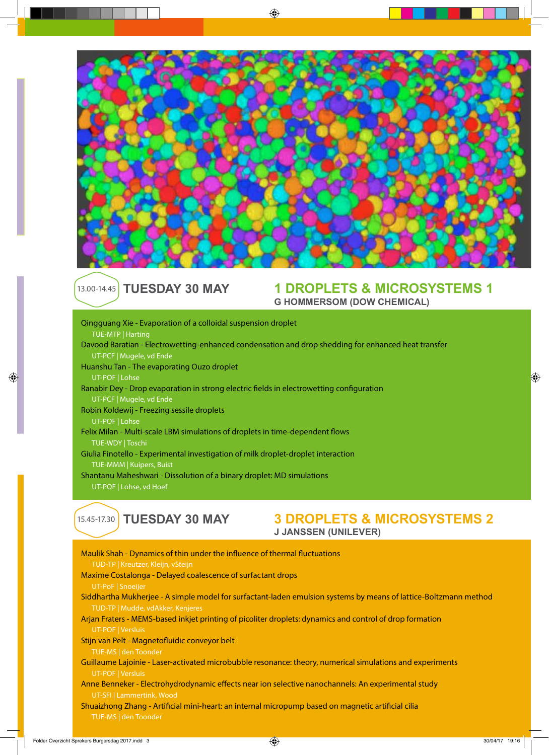## 13.00-14.45 TUESDAY 30 MAY

## 1 DROPLETS & MICROSYSTEMS 1

**G HOMMERSOM (DOW CHEMICAL)**

Qingguang Xie - Evaporation of a colloidal suspension droplet
TUE-MTP | Harting

Davood Baratian - Electrowetting-enhanced condensation and drop shedding for enhanced heat transfer
UT-PCF | Mugele, vd Ende

Huanshu Tan - The evaporating Ouzo droplet
UT-POF | Lohse

Ranabir Dey - Drop evaporation in strong electric fields in electrowetting configuration
UT-PCF | Mugele, vd Ende

Robin Koldewij - Freezing sessile droplets
UT-POF | Lohse

Felix Milan - Multi-scale LBM simulations of droplets in time-dependent flows
TUE-WDY | Toschi

Giulia Finotello - Experimental investigation of milk droplet-droplet interaction
TUE-MMM | Kuipers, Buist

Shantanu Maheshwari - Dissolution of a binary droplet: MD simulations
UT-POF | Lohse, vd Hoef

## 15.45-17.30 TUESDAY 30 MAY

## 3 DROPLETS & MICROSYSTEMS 2

**J JANSSEN (UNILEVER)**

Maulik Shah - Dynamics of thin under the influence of thermal fluctuations
TUD-TP | Kreutzer, Kleijn, vSteijn

Maxime Costalonga - Delayed coalescence of surfactant drops
UT-PoF | Snoeijer

Siddhartha Mukherjee - A simple model for surfactant-laden emulsion systems by means of lattice-Boltzmann method
TUD-TP | Mudde, vdAkker, Kenjeres

Arjan Fraters - MEMS-based inkjet printing of picoliter droplets: dynamics and control of drop formation
UT-POF | Versluis

Stijn van Pelt - Magnetofluidic conveyor belt
TUE-MS | den Toonder

Guillaume Lajoinie - Laser-activated microbubble resonance: theory, numerical simulations and experiments
UT-POF | Versluis

Anne Benneker - Electrohydrodynamic effects near ion selective nanochannels: An experimental study
UT-SFI | Lammertink, Wood

Shuaizhong Zhang - Artificial mini-heart: an internal micropump based on magnetic artificial cilia
TUE-MS | den Toonder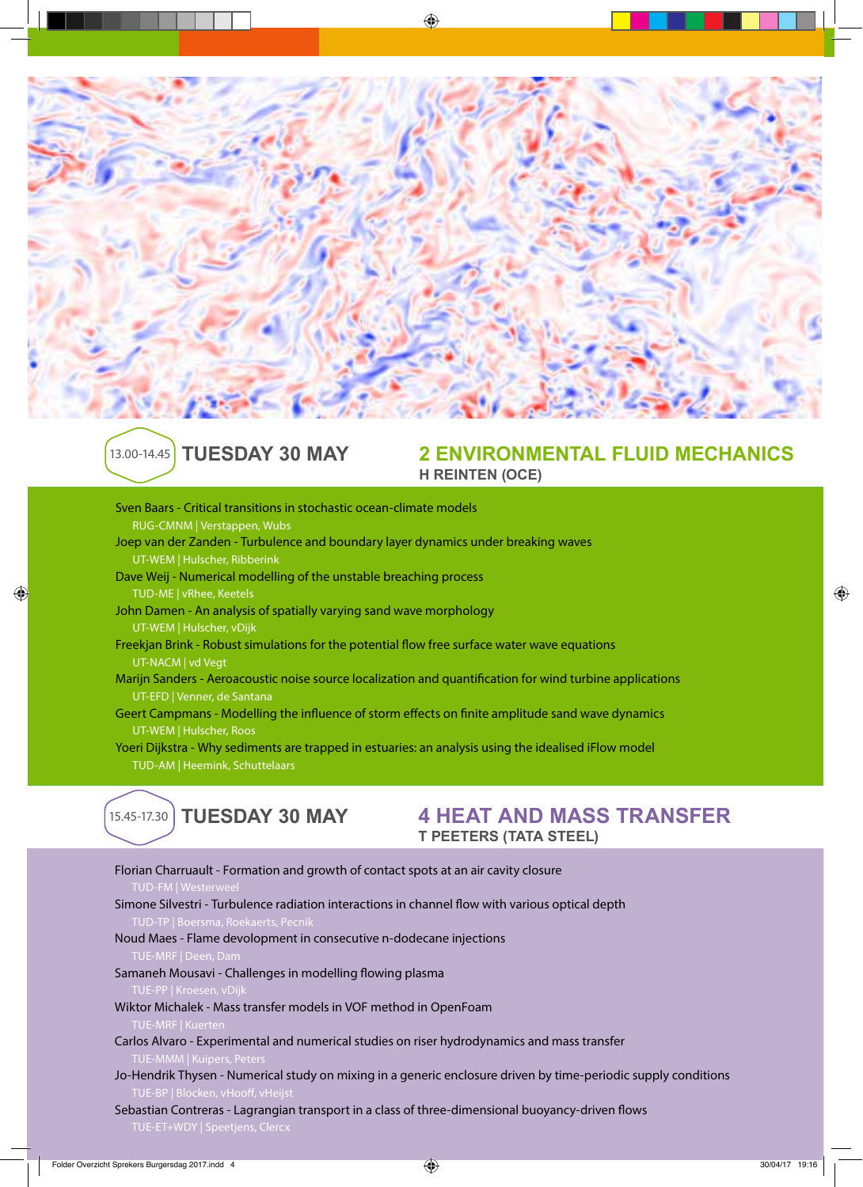13.00-14.45 **TUESDAY 30 MAY**

## 2 ENVIRONMENTAL FLUID MECHANICS

**H REINTEN (OCE)**

Sven Baars - Critical transitions in stochastic ocean-climate models
RUG-CMNM | Verstappen, Wubs

Joep van der Zanden - Turbulence and boundary layer dynamics under breaking waves
UT-WEM | Hulscher, Ribberink

Dave Weij - Numerical modelling of the unstable breaching process
TUD-ME | vRhee, Keetels

John Damen - An analysis of spatially varying sand wave morphology
UT-WEM | Hulscher, vDijk

Freekjan Brink - Robust simulations for the potential flow free surface water wave equations
UT-NACM | vd Vegt

Marijn Sanders - Aeroacoustic noise source localization and quantification for wind turbine applications
UT-EFD | Venner, de Santana

Geert Campmans - Modelling the influence of storm effects on finite amplitude sand wave dynamics
UT-WEM | Hulscher, Roos

Yoeri Dijkstra - Why sediments are trapped in estuaries: an analysis using the idealised iFlow model
TUD-AM | Heemink, Schuttelaars

15.45-17.30 **TUESDAY 30 MAY**

## 4 HEAT AND MASS TRANSFER

**T PEETERS (TATA STEEL)**

Florian Charruault - Formation and growth of contact spots at an air cavity closure
TUD-FM | Westerweel

Simone Silvestri - Turbulence radiation interactions in channel flow with various optical depth
TUD-TP | Boersma, Roekaerts, Pecnik

Noud Maes - Flame devolopment in consecutive n-dodecane injections
TUE-MRF | Deen, Dam

Samaneh Mousavi - Challenges in modelling flowing plasma
TUE-PP | Kroesen, vDijk

Wiktor Michalek - Mass transfer models in VOF method in OpenFoam
TUE-MRF | Kuerten

Carlos Alvaro - Experimental and numerical studies on riser hydrodynamics and mass transfer
TUE-MMM | Kuipers, Peters

Jo-Hendrik Thysen - Numerical study on mixing in a generic enclosure driven by time-periodic supply conditions
TUE-BP | Blocken, vHooff, vHeijst

Sebastian Contreras - Lagrangian transport in a class of three-dimensional buoyancy-driven flows
TUE-ET+WDY | Speetjens, Clercx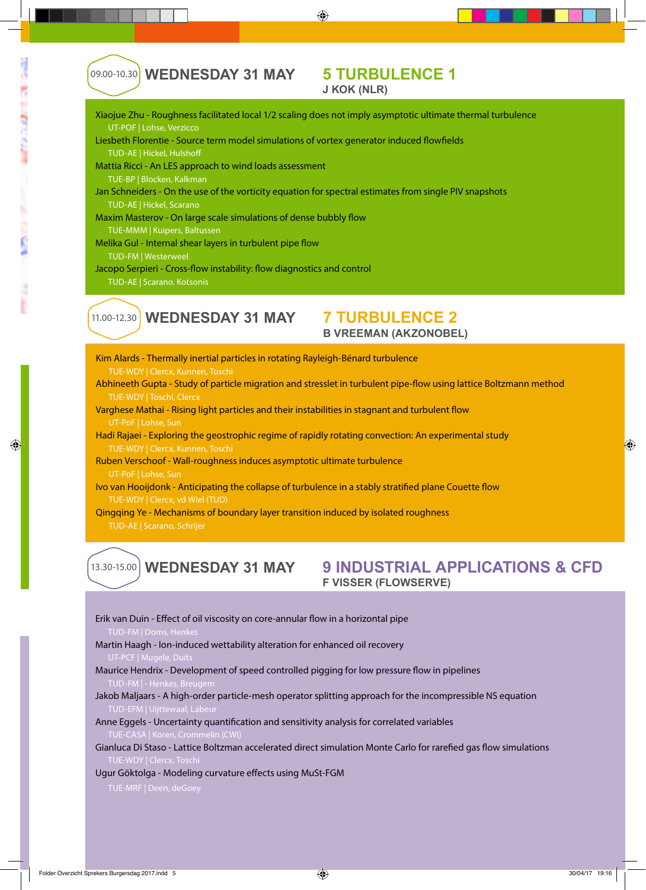09.00-10.30 **WEDNESDAY 31 MAY**

## 5 TURBULENCE 1

**J KOK (NLR)**

Xiaojue Zhu - Roughness facilitated local 1/2 scaling does not imply asymptotic ultimate thermal turbulence
UT-POF | Lohse, Verzicco

Liesbeth Florentie - Source term model simulations of vortex generator induced flowfields
TUD-AE | Hickel, Hulshoff

Mattia Ricci - An LES approach to wind loads assessment
TUE-BP | Blocken, Kalkman

Jan Schneiders - On the use of the vorticity equation for spectral estimates from single PIV snapshots
TUD-AE | Hickel, Scarano

Maxim Masterov - On large scale simulations of dense bubbly flow
TUE-MMM | Kuipers, Baltussen

Melika Gul - Internal shear layers in turbulent pipe flow
TUD-FM | Westerweel

Jacopo Serpieri - Cross-flow instability: flow diagnostics and control
TUD-AE | Scarano. Kotsonis

11.00-12.30 **WEDNESDAY 31 MAY**

## 7 TURBULENCE 2

**B VREEMAN (AKZONOBEL)**

Kim Alards - Thermally inertial particles in rotating Rayleigh-Bénard turbulence
TUE-WDY | Clercx, Kunnen, Toschi

Abhineeth Gupta - Study of particle migration and stresslet in turbulent pipe-flow using lattice Boltzmann method
TUE-WDY | Toschi, Clercx

Varghese Mathai - Rising light particles and their instabilities in stagnant and turbulent flow
UT-PoF | Lohse, Sun

Hadi Rajaei - Exploring the geostrophic regime of rapidly rotating convection: An experimental study
TUE-WDY | Clercx, Kunnen, Toschi

Ruben Verschoof - Wall-roughness induces asymptotic ultimate turbulence
UT-PoF | Lohse, Sun

Ivo van Hooijdonk - Anticipating the collapse of turbulence in a stably stratified plane Couette flow
TUE-WDY | Clercx, vd Wiel (TUD)

Qingqing Ye - Mechanisms of boundary layer transition induced by isolated roughness
TUD-AE | Scarano, Schrijer

13.30-15.00 **WEDNESDAY 31 MAY**

## 9 INDUSTRIAL APPLICATIONS & CFD

**F VISSER (FLOWSERVE)**

Erik van Duin - Effect of oil viscosity on core-annular flow in a horizontal pipe
TUD-FM | Ooms, Henkes

Martin Haagh - Ion-induced wettability alteration for enhanced oil recovery
UT-PCF | Mugele, Duits

Maurice Hendrix - Development of speed controlled pigging for low pressure flow in pipelines
TUD-FM | - Henkes, Breugem

Jakob Maljaars - A high-order particle-mesh operator splitting approach for the incompressible NS equation
TUD-EFM | Uijttewaal, Labeur

Anne Eggels - Uncertainty quantification and sensitivity analysis for correlated variables
TUE-CASA | Koren, Crommelin (CWI)

Gianluca Di Staso - Lattice Boltzman accelerated direct simulation Monte Carlo for rarefied gas flow simulations
TUE-WDY | Clercx, Toschi

Ugur Göktolga - Modeling curvature effects using MuSt-FGM
TUE-MRF | Deen, deGoey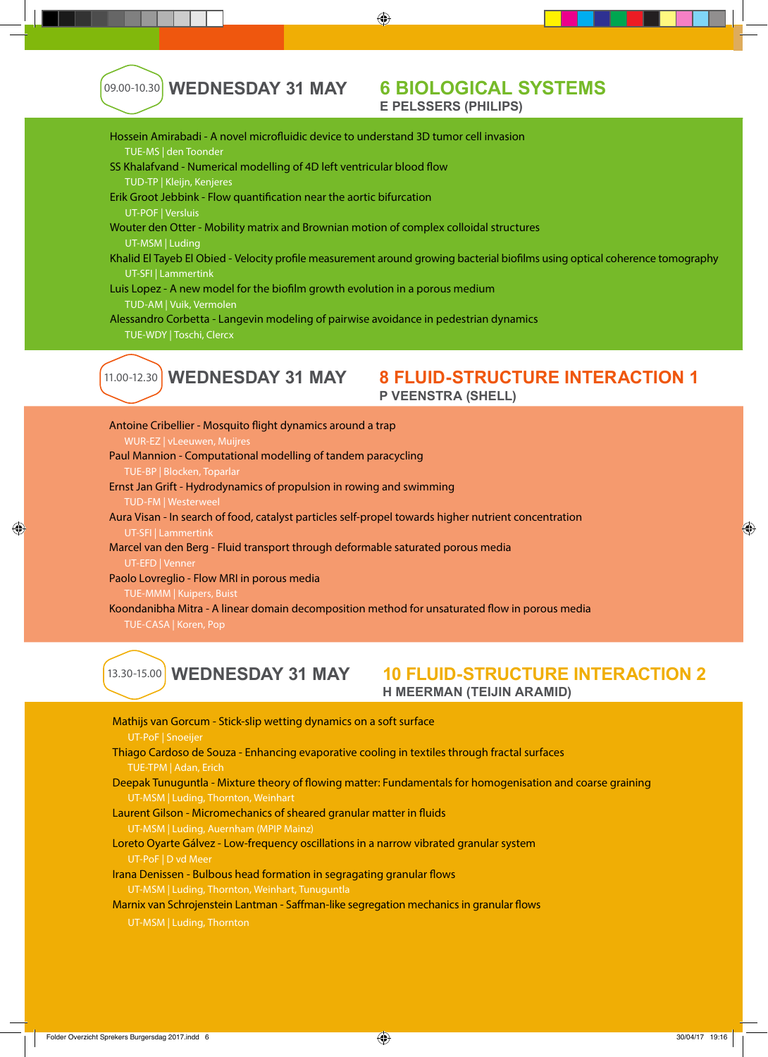09.00-10.30

## WEDNESDAY 31 MAY

## 6 BIOLOGICAL SYSTEMS

**E PELSSERS (PHILIPS)**

Hossein Amirabadi - A novel microfluidic device to understand 3D tumor cell invasion
TUE-MS | den Toonder

SS Khalafvand - Numerical modelling of 4D left ventricular blood flow
TUD-TP | Kleijn, Kenjeres

Erik Groot Jebbink - Flow quantification near the aortic bifurcation
UT-POF | Versluis

Wouter den Otter - Mobility matrix and Brownian motion of complex colloidal structures
UT-MSM | Luding

Khalid El Tayeb El Obied - Velocity profile measurement around growing bacterial biofilms using optical coherence tomography
UT-SFI | Lammertink

Luis Lopez - A new model for the biofilm growth evolution in a porous medium
TUD-AM | Vuik, Vermolen

Alessandro Corbetta - Langevin modeling of pairwise avoidance in pedestrian dynamics
TUE-WDY | Toschi, Clercx

11.00-12.30

## WEDNESDAY 31 MAY

## 8 FLUID-STRUCTURE INTERACTION 1

**P VEENSTRA (SHELL)**

Antoine Cribellier - Mosquito flight dynamics around a trap
WUR-EZ | vLeeuwen, Muijres

Paul Mannion - Computational modelling of tandem paracycling
TUE-BP | Blocken, Toparlar

Ernst Jan Grift - Hydrodynamics of propulsion in rowing and swimming
TUD-FM | Westerweel

Aura Visan - In search of food, catalyst particles self-propel towards higher nutrient concentration
UT-SFI | Lammertink

Marcel van den Berg - Fluid transport through deformable saturated porous media
UT-EFD | Venner

Paolo Lovreglio - Flow MRI in porous media
TUE-MMM | Kuipers, Buist

Koondanibha Mitra - A linear domain decomposition method for unsaturated flow in porous media
TUE-CASA | Koren, Pop

13.30-15.00

## WEDNESDAY 31 MAY

## 10 FLUID-STRUCTURE INTERACTION 2

**H MEERMAN (TEIJIN ARAMID)**

Mathijs van Gorcum - Stick-slip wetting dynamics on a soft surface
UT-PoF | Snoeijer

Thiago Cardoso de Souza - Enhancing evaporative cooling in textiles through fractal surfaces
TUE-TPM | Adan, Erich

Deepak Tunuguntla - Mixture theory of flowing matter: Fundamentals for homogenisation and coarse graining
UT-MSM | Luding, Thornton, Weinhart

Laurent Gilson - Micromechanics of sheared granular matter in fluids
UT-MSM | Luding, Auernham (MPIP Mainz)

Loreto Oyarte Gálvez - Low-frequency oscillations in a narrow vibrated granular system
UT-PoF | D vd Meer

Irana Denissen - Bulbous head formation in segregating granular flows
UT-MSM | Luding, Thornton, Weinhart, Tunuguntla

Marnix van Schrojenstein Lantman - Saffman-like segregation mechanics in granular flows
UT-MSM | Luding, Thornton